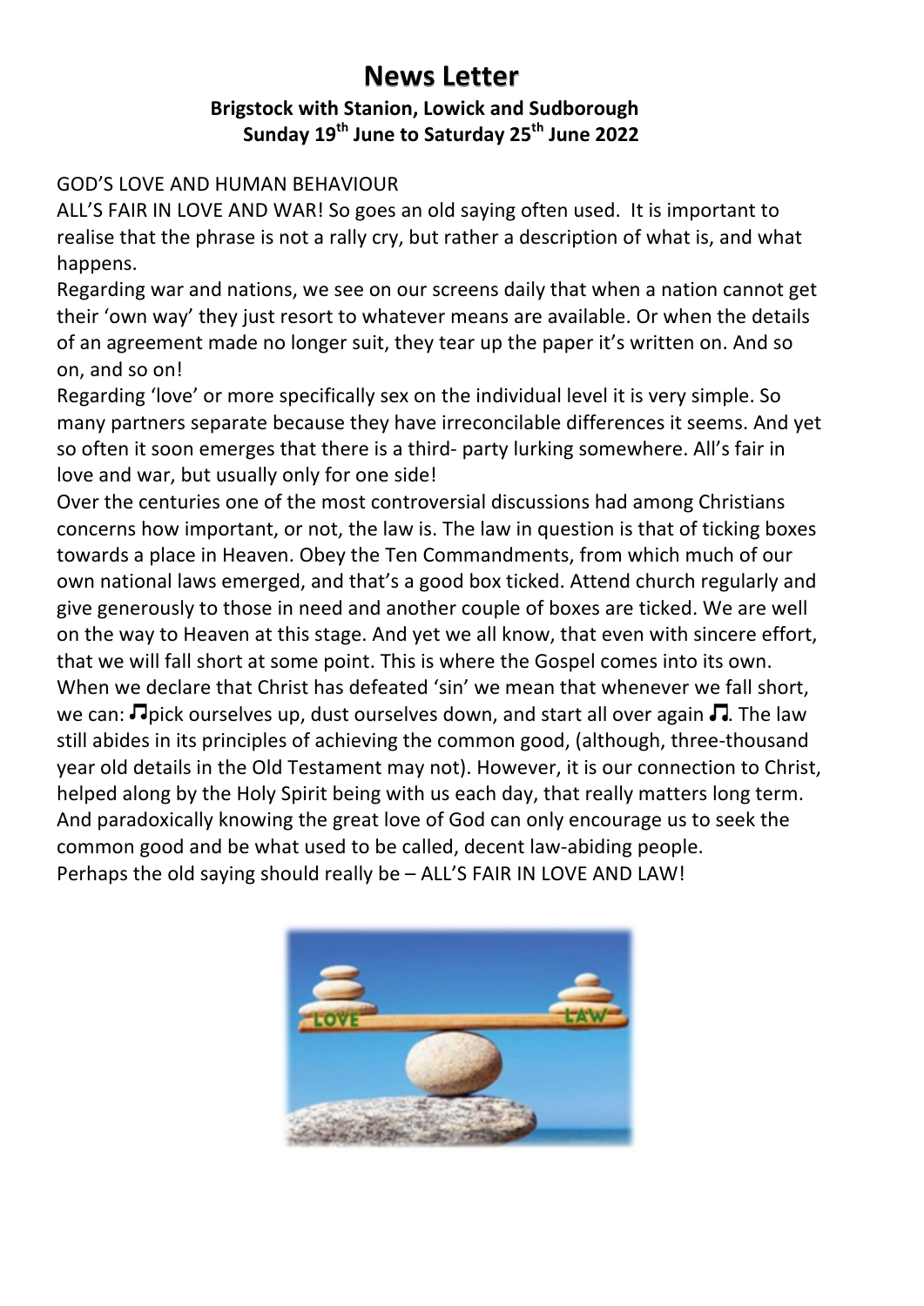# News Letter

**Brigstock with Stanion, Lowick and Sudborough**
**Sunday 19th June to Saturday 25th June 2022**

GOD'S LOVE AND HUMAN BEHAVIOUR

ALL'S FAIR IN LOVE AND WAR! So goes an old saying often used. It is important to realise that the phrase is not a rally cry, but rather a description of what is, and what happens.

Regarding war and nations, we see on our screens daily that when a nation cannot get their 'own way' they just resort to whatever means are available. Or when the details of an agreement made no longer suit, they tear up the paper it's written on. And so on, and so on!

Regarding 'love' or more specifically sex on the individual level it is very simple. So many partners separate because they have irreconcilable differences it seems. And yet so often it soon emerges that there is a third- party lurking somewhere. All's fair in love and war, but usually only for one side!

Over the centuries one of the most controversial discussions had among Christians concerns how important, or not, the law is. The law in question is that of ticking boxes towards a place in Heaven. Obey the Ten Commandments, from which much of our own national laws emerged, and that's a good box ticked. Attend church regularly and give generously to those in need and another couple of boxes are ticked. We are well on the way to Heaven at this stage. And yet we all know, that even with sincere effort, that we will fall short at some point. This is where the Gospel comes into its own. When we declare that Christ has defeated 'sin' we mean that whenever we fall short, we can: ♫pick ourselves up, dust ourselves down, and start all over again ♫. The law still abides in its principles of achieving the common good, (although, three-thousand year old details in the Old Testament may not). However, it is our connection to Christ, helped along by the Holy Spirit being with us each day, that really matters long term. And paradoxically knowing the great love of God can only encourage us to seek the common good and be what used to be called, decent law-abiding people.

Perhaps the old saying should really be – ALL'S FAIR IN LOVE AND LAW!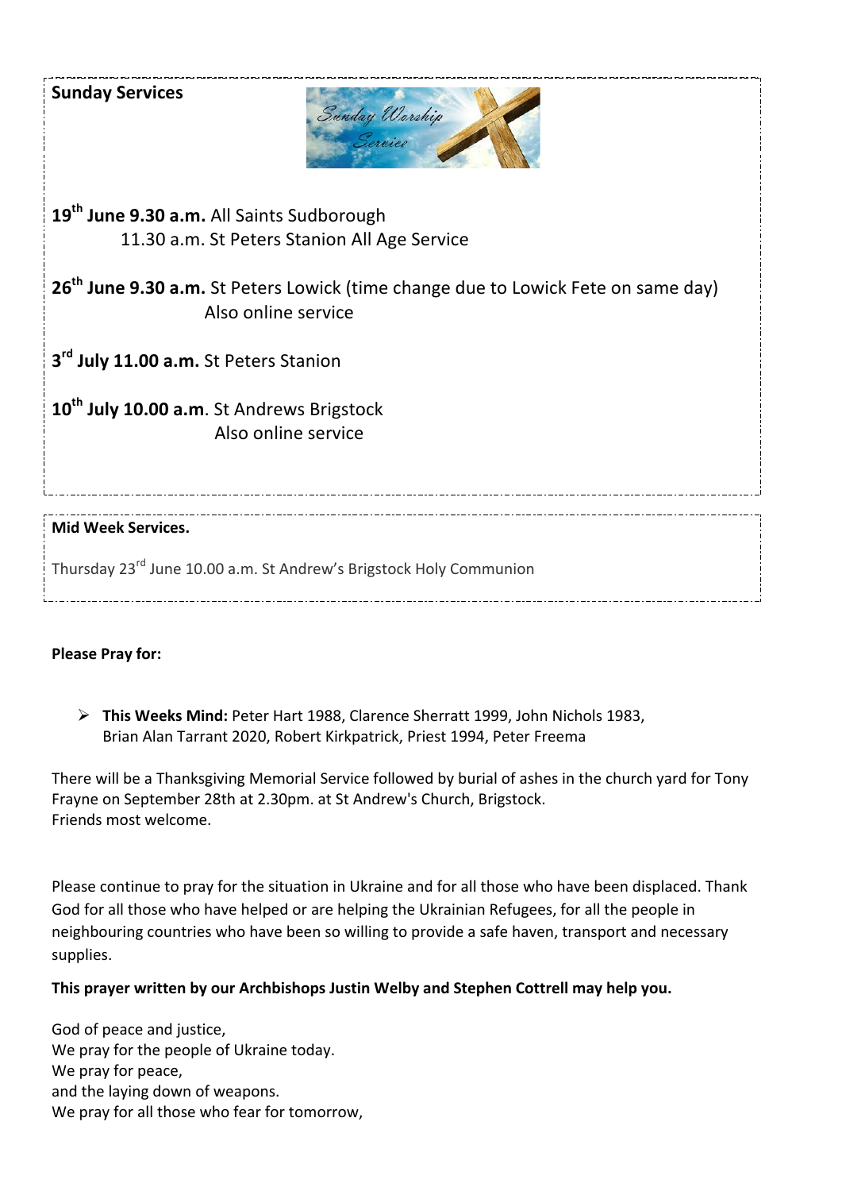**Sunday Services**

**19th June 9.30 a.m.** All Saints Sudborough
11.30 a.m. St Peters Stanion All Age Service

**26th June 9.30 a.m.** St Peters Lowick (time change due to Lowick Fete on same day)
Also online service

**3rd July 11.00 a.m.** St Peters Stanion

**10th July 10.00 a.m**. St Andrews Brigstock
Also online service

**Mid Week Services.**

Thursday 23rd June 10.00 a.m. St Andrew's Brigstock Holy Communion

**Please Pray for:**

- **This Weeks Mind:** Peter Hart 1988, Clarence Sherratt 1999, John Nichols 1983, Brian Alan Tarrant 2020, Robert Kirkpatrick, Priest 1994, Peter Freema

There will be a Thanksgiving Memorial Service followed by burial of ashes in the church yard for Tony Frayne on September 28th at 2.30pm. at St Andrew's Church, Brigstock.
Friends most welcome.

Please continue to pray for the situation in Ukraine and for all those who have been displaced. Thank God for all those who have helped or are helping the Ukrainian Refugees, for all the people in neighbouring countries who have been so willing to provide a safe haven, transport and necessary supplies.

**This prayer written by our Archbishops Justin Welby and Stephen Cottrell may help you.**

God of peace and justice,
We pray for the people of Ukraine today.
We pray for peace,
and the laying down of weapons.
We pray for all those who fear for tomorrow,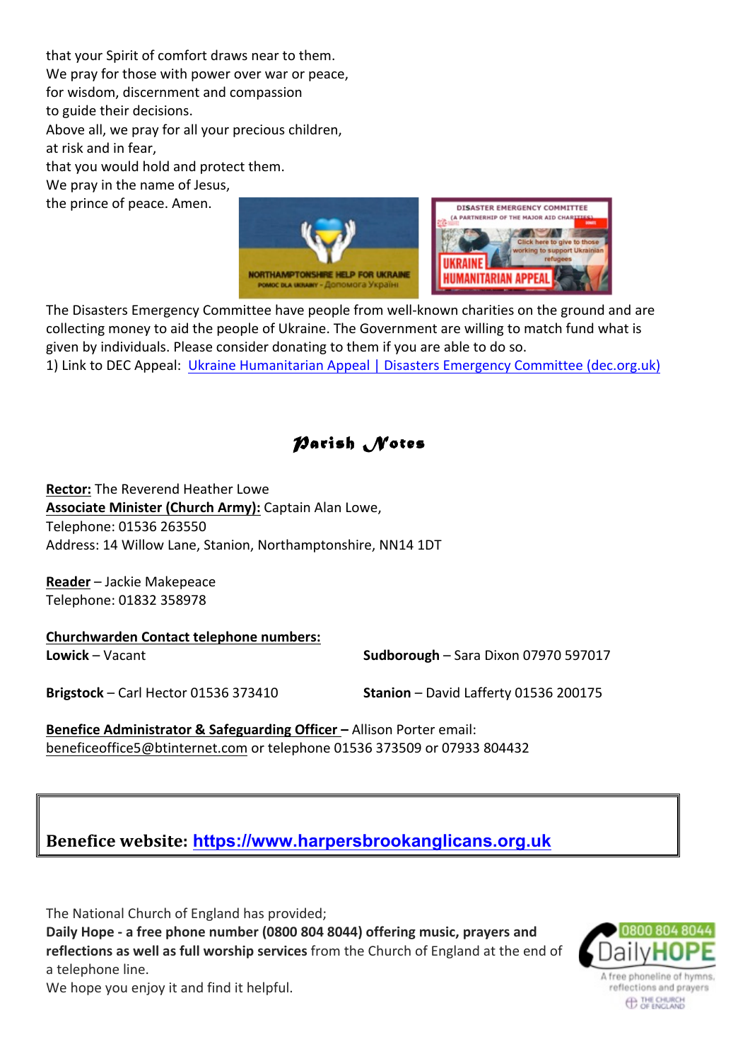that your Spirit of comfort draws near to them.
We pray for those with power over war or peace,
for wisdom, discernment and compassion
to guide their decisions.
Above all, we pray for all your precious children,
at risk and in fear,
that you would hold and protect them.
We pray in the name of Jesus,
the prince of peace. Amen.

The Disasters Emergency Committee have people from well-known charities on the ground and are collecting money to aid the people of Ukraine. The Government are willing to match fund what is given by individuals. Please consider donating to them if you are able to do so.
1) Link to DEC Appeal: Ukraine Humanitarian Appeal | Disasters Emergency Committee (dec.org.uk)

## *Parish Notes*

**Rector:** The Reverend Heather Lowe
**Associate Minister (Church Army):** Captain Alan Lowe,
Telephone: 01536 263550
Address: 14 Willow Lane, Stanion, Northamptonshire, NN14 1DT

**Reader** – Jackie Makepeace
Telephone: 01832 358978

**Churchwarden Contact telephone numbers:**

**Lowick** – Vacant

**Sudborough** – Sara Dixon 07970 597017

**Brigstock** – Carl Hector 01536 373410

**Stanion** – David Lafferty 01536 200175

**Benefice Administrator & Safeguarding Officer –** Allison Porter email: beneficeoffice5@btinternet.com or telephone 01536 373509 or 07933 804432

**Benefice website: https://www.harpersbrookanglicans.org.uk**

The National Church of England has provided;
**Daily Hope - a free phone number (0800 804 8044) offering music, prayers and reflections as well as full worship services** from the Church of England at the end of a telephone line.
We hope you enjoy it and find it helpful.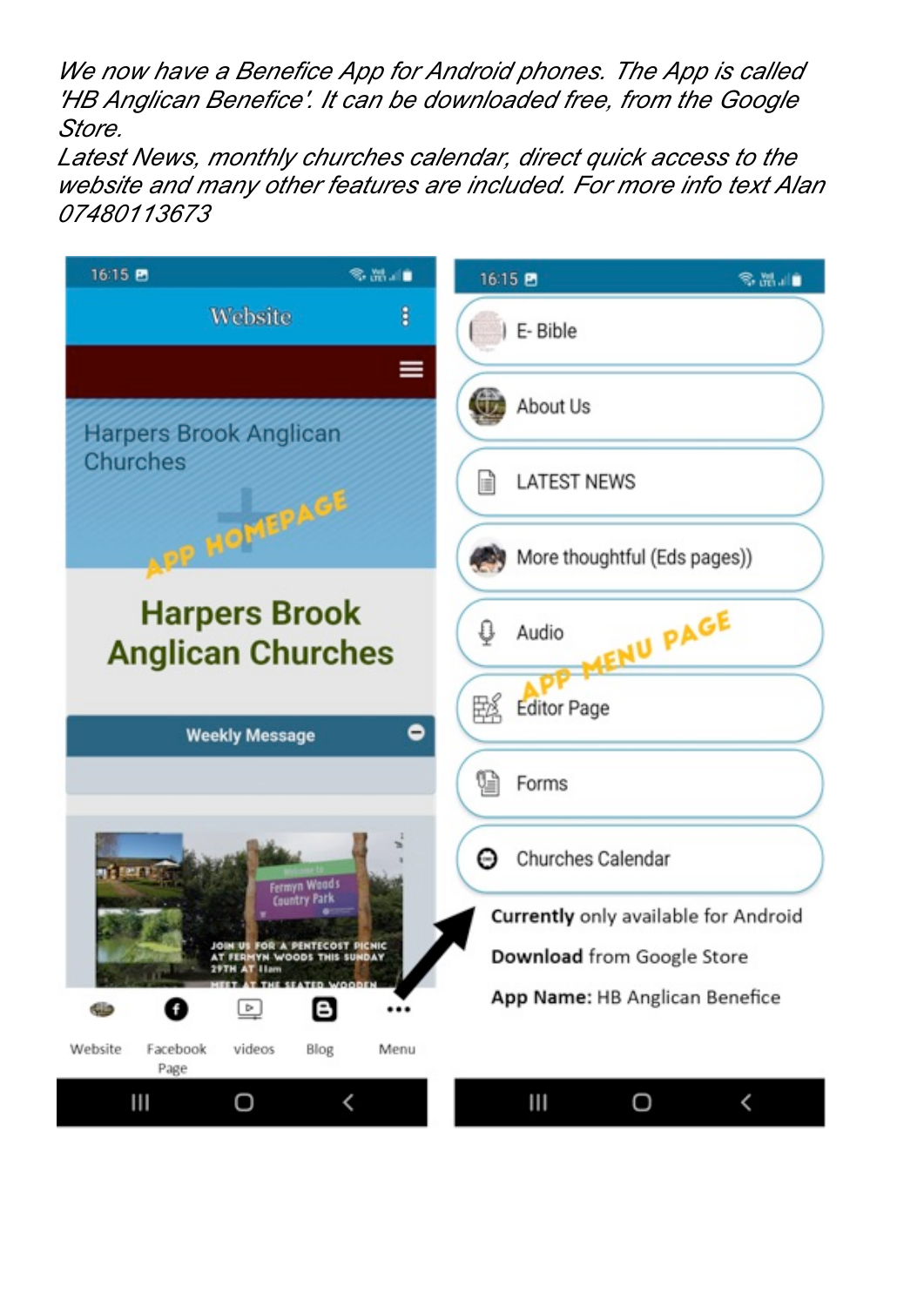*We now have a Benefice App for Android phones. The App is called 'HB Anglican Benefice'. It can be downloaded free, from the Google Store.*
*Latest News, monthly churches calendar, direct quick access to the website and many other features are included. For more info text Alan 07480113673*

Website

Harpers Brook Anglican Churches

APP HOMEPAGE

Harpers Brook Anglican Churches

Weekly Message

Website · Facebook Page · videos · Blog · Menu

E- Bible

About Us

LATEST NEWS

More thoughtful (Eds pages))

Audio

APP MENU PAGE

Editor Page

Forms

Churches Calendar

**Currently** only available for Android

**Download** from Google Store

**App Name:** HB Anglican Benefice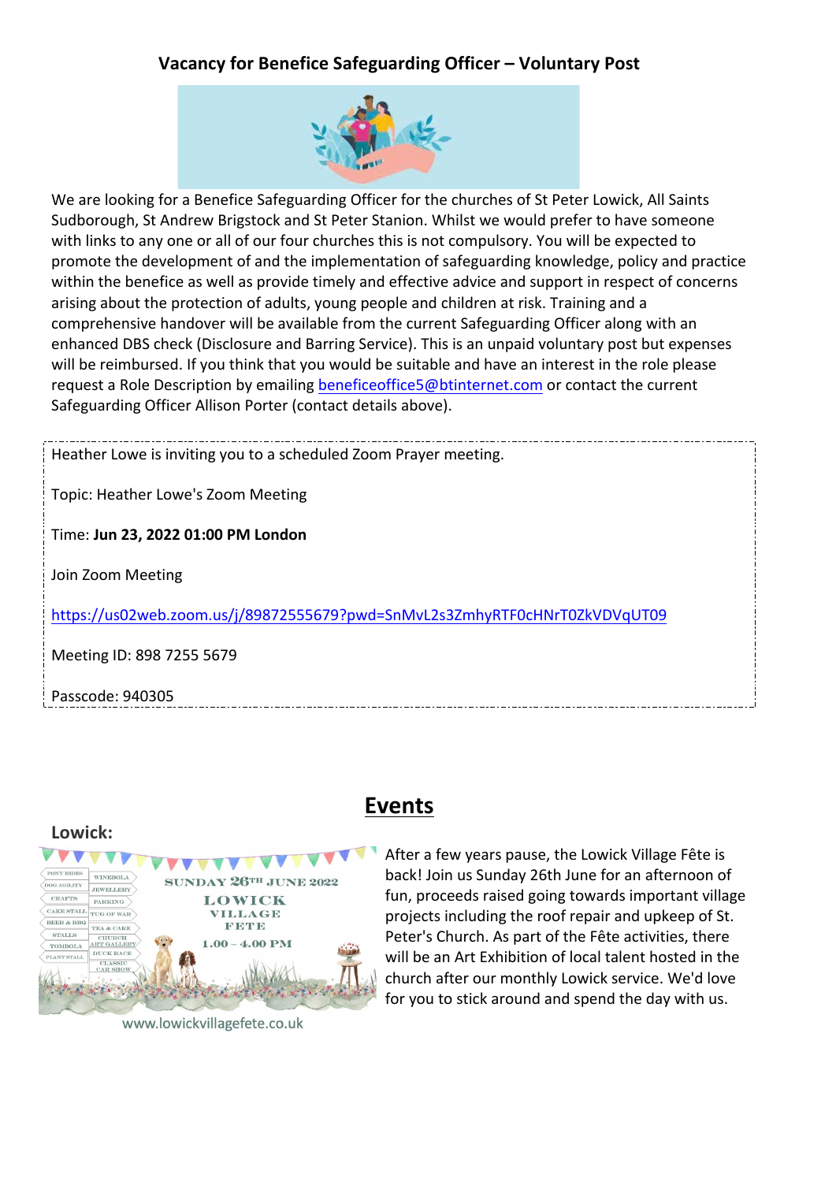## Vacancy for Benefice Safeguarding Officer – Voluntary Post

We are looking for a Benefice Safeguarding Officer for the churches of St Peter Lowick, All Saints Sudborough, St Andrew Brigstock and St Peter Stanion. Whilst we would prefer to have someone with links to any one or all of our four churches this is not compulsory. You will be expected to promote the development of and the implementation of safeguarding knowledge, policy and practice within the benefice as well as provide timely and effective advice and support in respect of concerns arising about the protection of adults, young people and children at risk. Training and a comprehensive handover will be available from the current Safeguarding Officer along with an enhanced DBS check (Disclosure and Barring Service). This is an unpaid voluntary post but expenses will be reimbursed. If you think that you would be suitable and have an interest in the role please request a Role Description by emailing beneficeoffice5@btinternet.com or contact the current Safeguarding Officer Allison Porter (contact details above).

---

Heather Lowe is inviting you to a scheduled Zoom Prayer meeting.

Topic: Heather Lowe's Zoom Meeting

Time: **Jun 23, 2022 01:00 PM London**

Join Zoom Meeting

https://us02web.zoom.us/j/89872555679?pwd=SnMvL2s3ZmhyRTF0cHNrT0ZkVDVqUT09

Meeting ID: 898 7255 5679

Passcode: 940305

---

## Events

**Lowick:**

www.lowickvillagefete.co.uk

After a few years pause, the Lowick Village Fête is back! Join us Sunday 26th June for an afternoon of fun, proceeds raised going towards important village projects including the roof repair and upkeep of St. Peter's Church. As part of the Fête activities, there will be an Art Exhibition of local talent hosted in the church after our monthly Lowick service. We'd love for you to stick around and spend the day with us.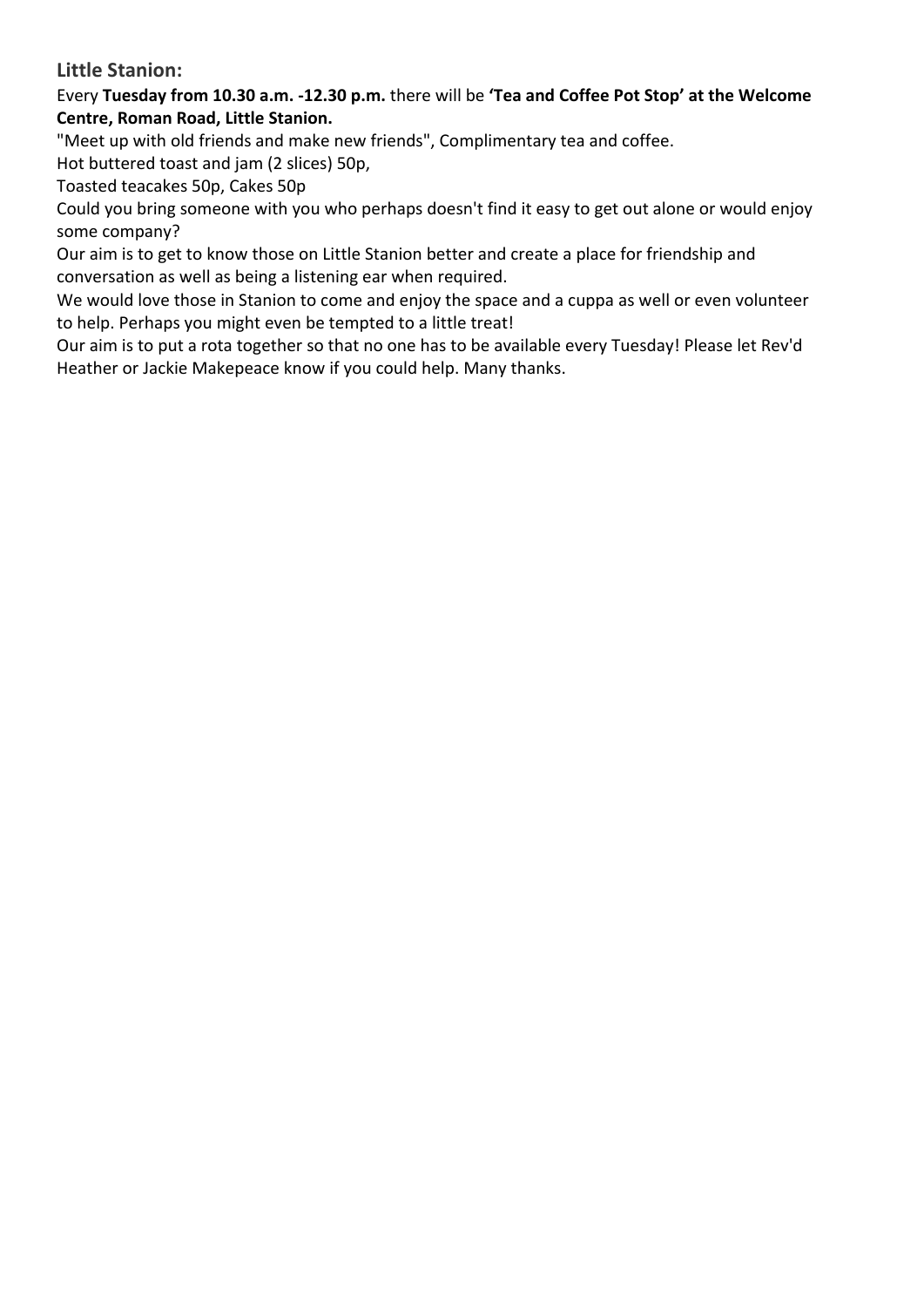### Little Stanion:

Every **Tuesday from 10.30 a.m. -12.30 p.m.** there will be **'Tea and Coffee Pot Stop' at the Welcome Centre, Roman Road, Little Stanion.**

"Meet up with old friends and make new friends", Complimentary tea and coffee.

Hot buttered toast and jam (2 slices) 50p,

Toasted teacakes 50p, Cakes 50p

Could you bring someone with you who perhaps doesn't find it easy to get out alone or would enjoy some company?

Our aim is to get to know those on Little Stanion better and create a place for friendship and conversation as well as being a listening ear when required.

We would love those in Stanion to come and enjoy the space and a cuppa as well or even volunteer to help. Perhaps you might even be tempted to a little treat!

Our aim is to put a rota together so that no one has to be available every Tuesday! Please let Rev'd Heather or Jackie Makepeace know if you could help. Many thanks.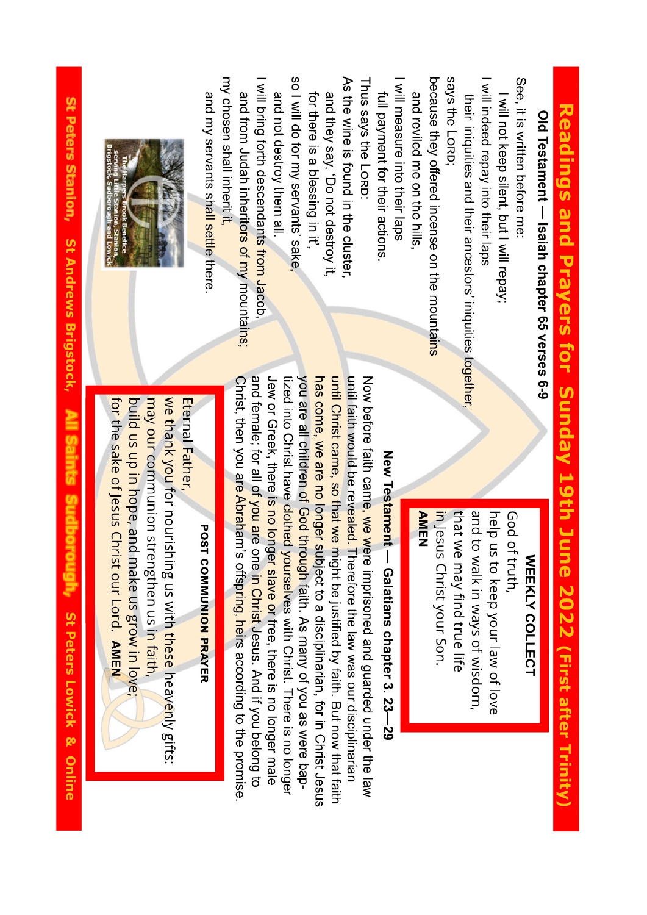# Readings and Prayers for Sunday 19th June 2022 (First after Trinity)

## Old Testament — Isaiah chapter 65 verses 6-9

See, it is written before me:
I will not keep silent, but I will repay;
I will indeed repay into their laps
their iniquities and their ancestors' iniquities together,
says the LORD;
because they offered incense on the mountains
and reviled me on the hills,
I will measure into their laps
full payment for their actions.
Thus says the LORD:
As the wine is found in the cluster,
and they say, 'Do not destroy it,
for there is a blessing in it',
so I will do for my servants' sake,
and not destroy them all.
I will bring forth descendants from Jacob,
and from Judah inheritors of my mountains;
my chosen shall inherit it,
and my servants shall settle there.

The Harpers Brook Benefice serving Little Stanion, Stanion, Brigstock, Sudborough and Lowick

## WEEKLY COLLECT

God of truth,
help us to keep your law of love
and to walk in ways of wisdom,
that we may find true life
in Jesus Christ your Son.
**AMEN**

## New Testament — Galatians chapter 3. 23—29

Now before faith came, we were imprisoned and guarded under the law until faith would be revealed. Therefore the law was our disciplinarian until Christ came, so that we might be justified by faith. But now that faith has come, we are no longer subject to a disciplinarian, for in Christ Jesus you are all children of God through faith. As many of you as were baptized into Christ have clothed yourselves with Christ. There is no longer Jew or Greek, there is no longer slave or free, there is no longer male and female; for all of you are one in Christ Jesus. And if you belong to Christ, then you are Abraham's offspring, heirs according to the promise.

## POST COMMUNION PRAYER

Eternal Father,
we thank you for nourishing us with these heavenly gifts:
may our communion strengthen us in faith,
build us up in hope, and make us grow in love;
for the sake of Jesus Christ our Lord. **AMEN**

St Peters Stanion, St Andrews Brigstock, All Saints Sudborough, St Peters Lowick & Online